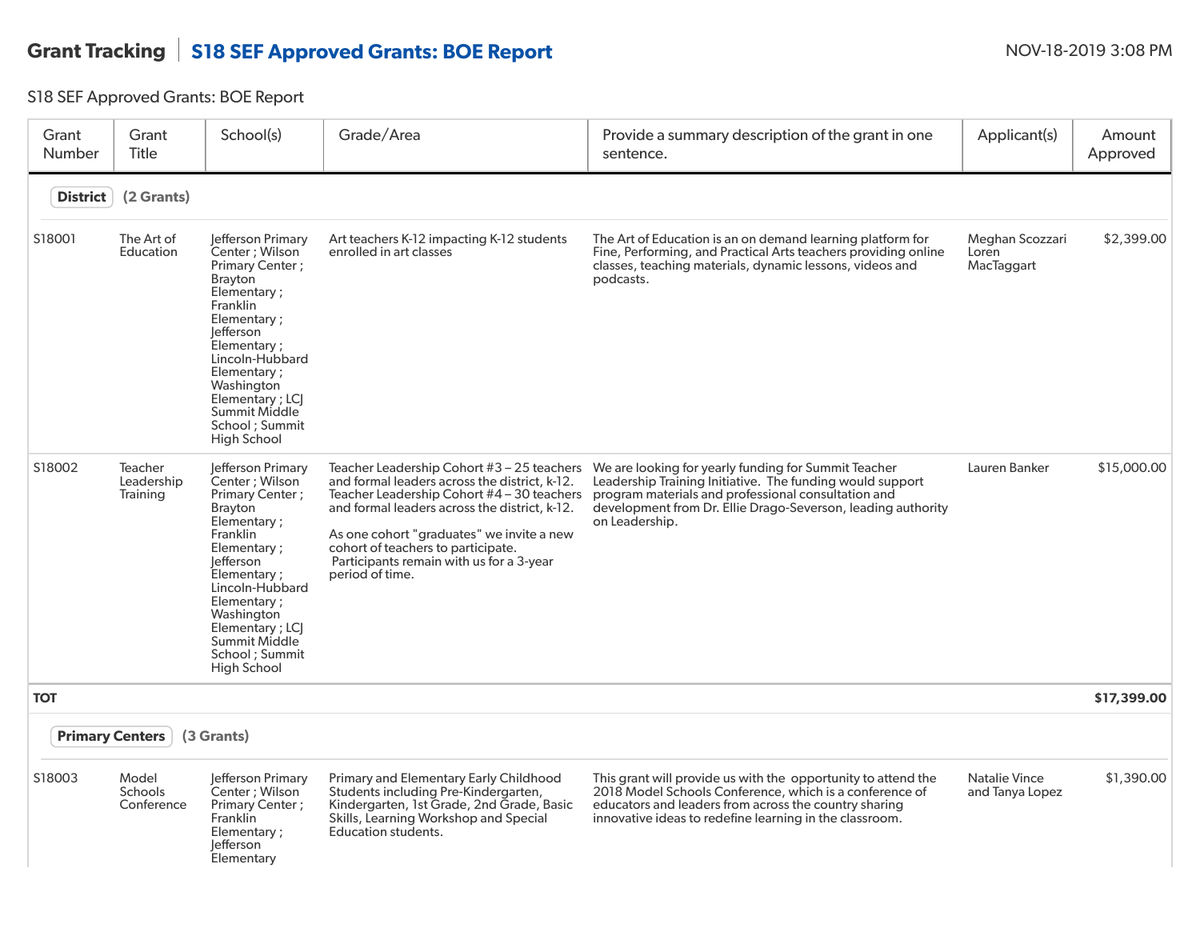# Grant Tracking | S18 SEF Approved Grants: BOE Report

NOV-18-2019 3:08 PM

S18 SEF Approved Grants: BOE Report

| Grant Number | Grant Title | School(s) | Grade/Area | Provide a summary description of the grant in one sentence. | Applicant(s) | Amount Approved |
|---|---|---|---|---|---|---|
| **District** (2 Grants) | | | | | | |
| S18001 | The Art of Education | Jefferson Primary Center ; Wilson Primary Center ; Brayton Elementary ; Franklin Elementary ; Jefferson Elementary ; Lincoln-Hubbard Elementary ; Washington Elementary ; LCJ Summit Middle School ; Summit High School | Art teachers K-12 impacting K-12 students enrolled in art classes | The Art of Education is an on demand learning platform for Fine, Performing, and Practical Arts teachers providing online classes, teaching materials, dynamic lessons, videos and podcasts. | Meghan Scozzari Loren MacTaggart | $2,399.00 |
| S18002 | Teacher Leadership Training | Jefferson Primary Center ; Wilson Primary Center ; Brayton Elementary ; Franklin Elementary ; Jefferson Elementary ; Lincoln-Hubbard Elementary ; Washington Elementary ; LCJ Summit Middle School ; Summit High School | Teacher Leadership Cohort #3 – 25 teachers and formal leaders across the district, k-12. Teacher Leadership Cohort #4 – 30 teachers and formal leaders across the district, k-12. As one cohort "graduates" we invite a new cohort of teachers to participate. Participants remain with us for a 3-year period of time. | We are looking for yearly funding for Summit Teacher Leadership Training Initiative. The funding would support program materials and professional consultation and development from Dr. Ellie Drago-Severson, leading authority on Leadership. | Lauren Banker | $15,000.00 |
| **TOT** | | | | | | **$17,399.00** |
| **Primary Centers** (3 Grants) | | | | | | |
| S18003 | Model Schools Conference | Jefferson Primary Center ; Wilson Primary Center ; Franklin Elementary ; Jefferson Elementary | Primary and Elementary Early Childhood Students including Pre-Kindergarten, Kindergarten, 1st Grade, 2nd Grade, Basic Skills, Learning Workshop and Special Education students. | This grant will provide us with the opportunity to attend the 2018 Model Schools Conference, which is a conference of educators and leaders from across the country sharing innovative ideas to redefine learning in the classroom. | Natalie Vince and Tanya Lopez | $1,390.00 |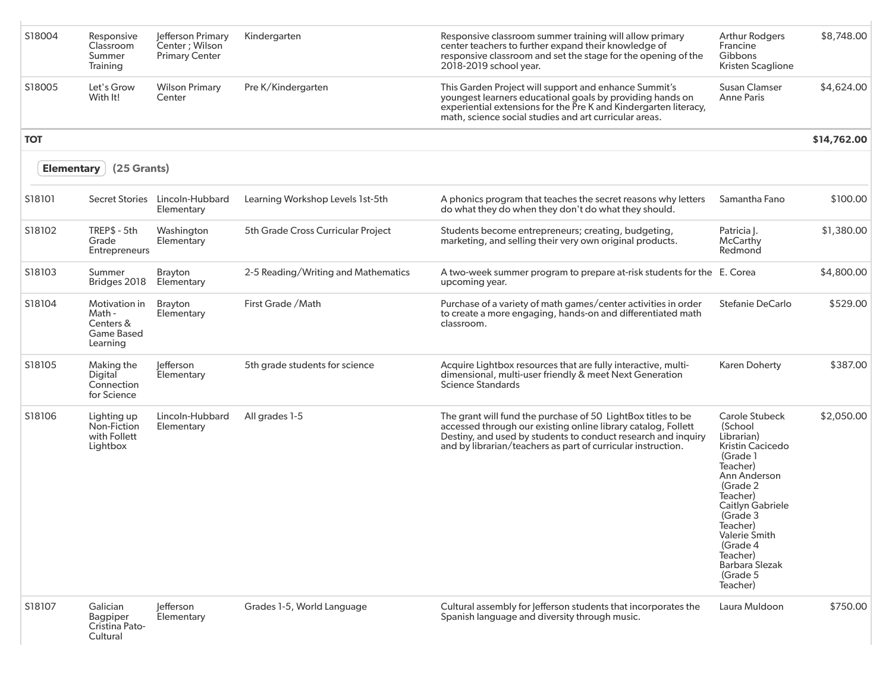| | | | | | | |
|---|---|---|---|---|---|---|
| S18004 | Responsive Classroom Summer Training | Jefferson Primary Center ; Wilson Primary Center | Kindergarten | Responsive classroom summer training will allow primary center teachers to further expand their knowledge of responsive classroom and set the stage for the opening of the 2018-2019 school year. | Arthur Rodgers Francine Gibbons Kristen Scaglione | $8,748.00 |
| S18005 | Let's Grow With It! | Wilson Primary Center | Pre K/Kindergarten | This Garden Project will support and enhance Summit's youngest learners educational goals by providing hands on experiential extensions for the Pre K and Kindergarten literacy, math, science social studies and art curricular areas. | Susan Clamser Anne Paris | $4,624.00 |
| **TOT** | | | | | | **$14,762.00** |

**Elementary** (25 Grants)

| | | | | | | |
|---|---|---|---|---|---|---|
| S18101 | Secret Stories | Lincoln-Hubbard Elementary | Learning Workshop Levels 1st-5th | A phonics program that teaches the secret reasons why letters do what they do when they don't do what they should. | Samantha Fano | $100.00 |
| S18102 | TREP$ - 5th Grade Entrepreneurs | Washington Elementary | 5th Grade Cross Curricular Project | Students become entrepreneurs; creating, budgeting, marketing, and selling their very own original products. | Patricia J. McCarthy Redmond | $1,380.00 |
| S18103 | Summer Bridges 2018 | Brayton Elementary | 2-5 Reading/Writing and Mathematics | A two-week summer program to prepare at-risk students for the upcoming year. | E. Corea | $4,800.00 |
| S18104 | Motivation in Math - Centers & Game Based Learning | Brayton Elementary | First Grade /Math | Purchase of a variety of math games/center activities in order to create a more engaging, hands-on and differentiated math classroom. | Stefanie DeCarlo | $529.00 |
| S18105 | Making the Digital Connection for Science | Jefferson Elementary | 5th grade students for science | Acquire Lightbox resources that are fully interactive, multi-dimensional, multi-user friendly & meet Next Generation Science Standards | Karen Doherty | $387.00 |
| S18106 | Lighting up Non-Fiction with Follett Lightbox | Lincoln-Hubbard Elementary | All grades 1-5 | The grant will fund the purchase of 50 LightBox titles to be accessed through our existing online library catalog, Follett Destiny, and used by students to conduct research and inquiry and by librarian/teachers as part of curricular instruction. | Carole Stubeck (School Librarian) Kristin Cacicedo (Grade 1 Teacher) Ann Anderson (Grade 2 Teacher) Caitlyn Gabriele (Grade 3 Teacher) Valerie Smith (Grade 4 Teacher) Barbara Slezak (Grade 5 Teacher) | $2,050.00 |
| S18107 | Galician Bagpiper Cristina Pato-Cultural | Jefferson Elementary | Grades 1-5, World Language | Cultural assembly for Jefferson students that incorporates the Spanish language and diversity through music. | Laura Muldoon | $750.00 |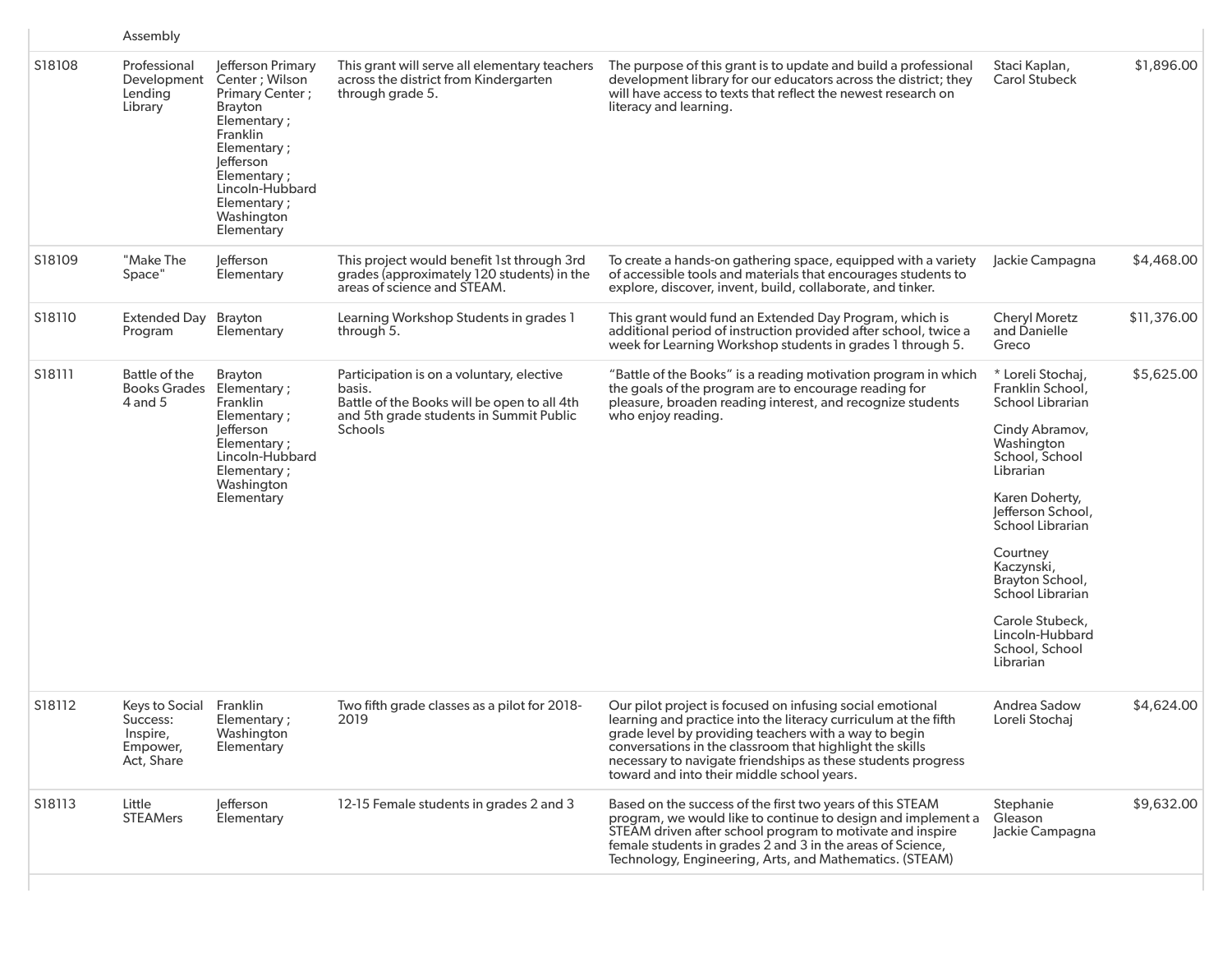| | Assembly | | | | | |
|---|---|---|---|---|---|---|
| S18108 | Professional Development Lending Library | Jefferson Primary Center ; Wilson Primary Center ; Brayton Elementary ; Franklin Elementary ; Jefferson Elementary ; Lincoln-Hubbard Elementary ; Washington Elementary | This grant will serve all elementary teachers across the district from Kindergarten through grade 5. | The purpose of this grant is to update and build a professional development library for our educators across the district; they will have access to texts that reflect the newest research on literacy and learning. | Staci Kaplan, Carol Stubeck | $1,896.00 |
| S18109 | "Make The Space" | Jefferson Elementary | This project would benefit 1st through 3rd grades (approximately 120 students) in the areas of science and STEAM. | To create a hands-on gathering space, equipped with a variety of accessible tools and materials that encourages students to explore, discover, invent, build, collaborate, and tinker. | Jackie Campagna | $4,468.00 |
| S18110 | Extended Day Program | Brayton Elementary | Learning Workshop Students in grades 1 through 5. | This grant would fund an Extended Day Program, which is additional period of instruction provided after school, twice a week for Learning Workshop students in grades 1 through 5. | Cheryl Moretz and Danielle Greco | $11,376.00 |
| S18111 | Battle of the Books Grades 4 and 5 | Brayton Elementary ; Franklin Elementary ; Jefferson Elementary ; Lincoln-Hubbard Elementary ; Washington Elementary | Participation is on a voluntary, elective basis. Battle of the Books will be open to all 4th and 5th grade students in Summit Public Schools | "Battle of the Books" is a reading motivation program in which the goals of the program are to encourage reading for pleasure, broaden reading interest, and recognize students who enjoy reading. | * Loreli Stochaj, Franklin School, School Librarian<br><br>Cindy Abramov, Washington School, School Librarian<br><br>Karen Doherty, Jefferson School, School Librarian<br><br>Courtney Kaczynski, Brayton School, School Librarian<br><br>Carole Stubeck, Lincoln-Hubbard School, School Librarian | $5,625.00 |
| S18112 | Keys to Social Success: Inspire, Empower, Act, Share | Franklin Elementary ; Washington Elementary | Two fifth grade classes as a pilot for 2018-2019 | Our pilot project is focused on infusing social emotional learning and practice into the literacy curriculum at the fifth grade level by providing teachers with a way to begin conversations in the classroom that highlight the skills necessary to navigate friendships as these students progress toward and into their middle school years. | Andrea Sadow Loreli Stochaj | $4,624.00 |
| S18113 | Little STEAMers | Jefferson Elementary | 12-15 Female students in grades 2 and 3 | Based on the success of the first two years of this STEAM program, we would like to continue to design and implement a STEAM driven after school program to motivate and inspire female students in grades 2 and 3 in the areas of Science, Technology, Engineering, Arts, and Mathematics. (STEAM) | Stephanie Gleason Jackie Campagna | $9,632.00 |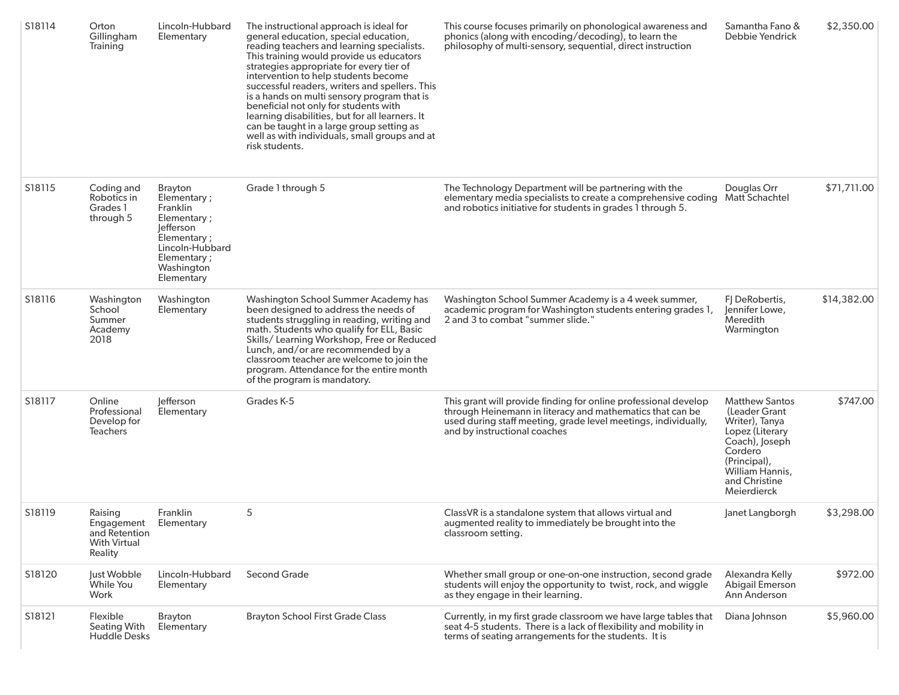| | | | | | | |
|---|---|---|---|---|---|---|
| S18114 | Orton Gillingham Training | Lincoln-Hubbard Elementary | The instructional approach is ideal for general education, special education, reading teachers and learning specialists. This training would provide us educators strategies appropriate for every tier of intervention to help students become successful readers, writers and spellers. This is a hands on multi sensory program that is beneficial not only for students with learning disabilities, but for all learners. It can be taught in a large group setting as well as with individuals, small groups and at risk students. | This course focuses primarily on phonological awareness and phonics (along with encoding/decoding), to learn the philosophy of multi-sensory, sequential, direct instruction | Samantha Fano & Debbie Yendrick | $2,350.00 |
| S18115 | Coding and Robotics in Grades 1 through 5 | Brayton Elementary ; Franklin Elementary ; Jefferson Elementary ; Lincoln-Hubbard Elementary ; Washington Elementary | Grade 1 through 5 | The Technology Department will be partnering with the elementary media specialists to create a comprehensive coding and robotics initiative for students in grades 1 through 5. | Douglas Orr Matt Schachtel | $71,711.00 |
| S18116 | Washington School Summer Academy 2018 | Washington Elementary | Washington School Summer Academy has been designed to address the needs of students struggling in reading, writing and math. Students who qualify for ELL, Basic Skills/ Learning Workshop, Free or Reduced Lunch, and/or are recommended by a classroom teacher are welcome to join the program. Attendance for the entire month of the program is mandatory. | Washington School Summer Academy is a 4 week summer, academic program for Washington students entering grades 1, 2 and 3 to combat "summer slide." | FJ DeRobertis, Jennifer Lowe, Meredith Warmington | $14,382.00 |
| S18117 | Online Professional Develop for Teachers | Jefferson Elementary | Grades K-5 | This grant will provide finding for online professional develop through Heinemann in literacy and mathematics that can be used during staff meeting, grade level meetings, individually, and by instructional coaches | Matthew Santos (Leader Grant Writer), Tanya Lopez (Literary Coach), Joseph Cordero (Principal), William Hannis, and Christine Meierdierck | $747.00 |
| S18119 | Raising Engagement and Retention With Virtual Reality | Franklin Elementary | 5 | ClassVR is a standalone system that allows virtual and augmented reality to immediately be brought into the classroom setting. | Janet Langborgh | $3,298.00 |
| S18120 | Just Wobble While You Work | Lincoln-Hubbard Elementary | Second Grade | Whether small group or one-on-one instruction, second grade students will enjoy the opportunity to twist, rock, and wiggle as they engage in their learning. | Alexandra Kelly Abigail Emerson Ann Anderson | $972.00 |
| S18121 | Flexible Seating With Huddle Desks | Brayton Elementary | Brayton School First Grade Class | Currently, in my first grade classroom we have large tables that seat 4-5 students. There is a lack of flexibility and mobility in terms of seating arrangements for the students. It is | Diana Johnson | $5,960.00 |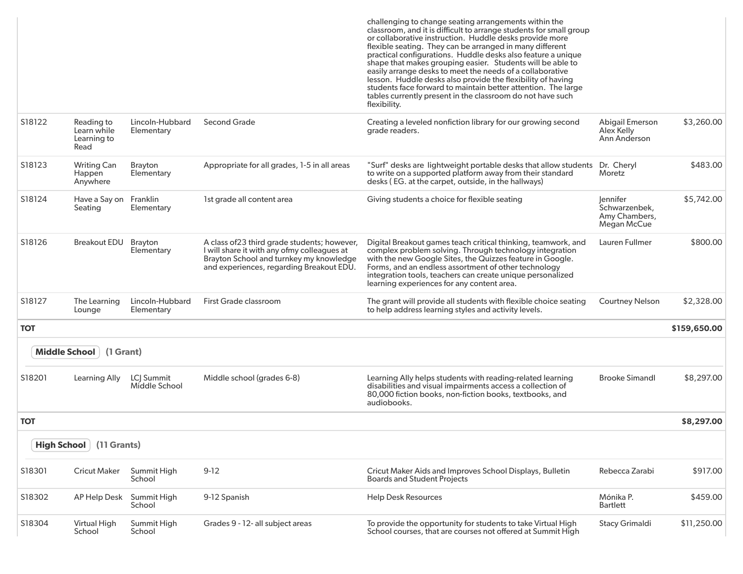| | | | | | | |
|---|---|---|---|---|---|---|
| | | | | challenging to change seating arrangements within the classroom, and it is difficult to arrange students for small group or collaborative instruction. Huddle desks provide more flexible seating. They can be arranged in many different practical configurations. Huddle desks also feature a unique shape that makes grouping easier. Students will be able to easily arrange desks to meet the needs of a collaborative lesson. Huddle desks also provide the flexibility of having students face forward to maintain better attention. The large tables currently present in the classroom do not have such flexibility. | | |
| S18122 | Reading to Learn while Learning to Read | Lincoln-Hubbard Elementary | Second Grade | Creating a leveled nonfiction library for our growing second grade readers. | Abigail Emerson Alex Kelly Ann Anderson | $3,260.00 |
| S18123 | Writing Can Happen Anywhere | Brayton Elementary | Appropriate for all grades, 1-5 in all areas | "Surf" desks are lightweight portable desks that allow students to write on a supported platform away from their standard desks ( EG. at the carpet, outside, in the hallways) | Dr. Cheryl Moretz | $483.00 |
| S18124 | Have a Say on Seating | Franklin Elementary | 1st grade all content area | Giving students a choice for flexible seating | Jennifer Schwarzenbek, Amy Chambers, Megan McCue | $5,742.00 |
| S18126 | Breakout EDU | Brayton Elementary | A class of23 third grade students; however, I will share it with any ofmy colleagues at Brayton School and turnkey my knowledge and experiences, regarding Breakout EDU. | Digital Breakout games teach critical thinking, teamwork, and complex problem solving. Through technology integration with the new Google Sites, the Quizzes feature in Google. Forms, and an endless assortment of other technology integration tools, teachers can create unique personalized learning experiences for any content area. | Lauren Fullmer | $800.00 |
| S18127 | The Learning Lounge | Lincoln-Hubbard Elementary | First Grade classroom | The grant will provide all students with flexible choice seating to help address learning styles and activity levels. | Courtney Nelson | $2,328.00 |
| **TOT** | | | | | | **$159,650.00** |

**Middle School** **(1 Grant)**

| | | | | | | |
|---|---|---|---|---|---|---|
| S18201 | Learning Ally | LCJ Summit Middle School | Middle school (grades 6-8) | Learning Ally helps students with reading-related learning disabilities and visual impairments access a collection of 80,000 fiction books, non-fiction books, textbooks, and audiobooks. | Brooke Simandl | $8,297.00 |
| **TOT** | | | | | | **$8,297.00** |

**High School** **(11 Grants)**

| | | | | | | |
|---|---|---|---|---|---|---|
| S18301 | Cricut Maker | Summit High School | 9-12 | Cricut Maker Aids and Improves School Displays, Bulletin Boards and Student Projects | Rebecca Zarabi | $917.00 |
| S18302 | AP Help Desk | Summit High School | 9-12 Spanish | Help Desk Resources | Mónika P. Bartlett | $459.00 |
| S18304 | Virtual High School | Summit High School | Grades 9 - 12- all subject areas | To provide the opportunity for students to take Virtual High School courses, that are courses not offered at Summit High | Stacy Grimaldi | $11,250.00 |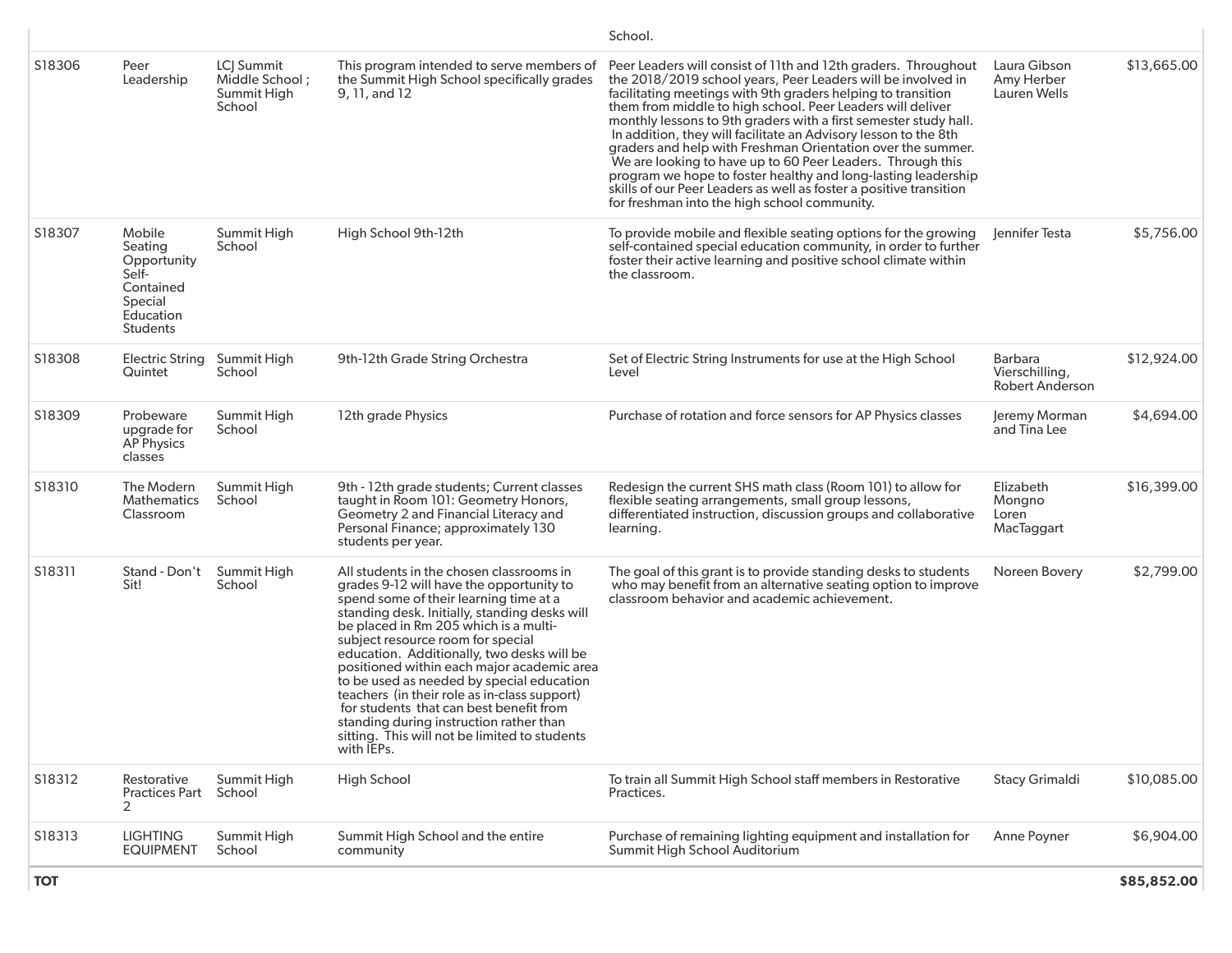| | | | | | | |
|---|---|---|---|---|---|---|
| | | | | School. | | |
| S18306 | Peer Leadership | LCJ Summit Middle School ; Summit High School | This program intended to serve members of the Summit High School specifically grades 9, 11, and 12 | Peer Leaders will consist of 11th and 12th graders. Throughout the 2018/2019 school years, Peer Leaders will be involved in facilitating meetings with 9th graders helping to transition them from middle to high school. Peer Leaders will deliver monthly lessons to 9th graders with a first semester study hall. In addition, they will facilitate an Advisory lesson to the 8th graders and help with Freshman Orientation over the summer. We are looking to have up to 60 Peer Leaders. Through this program we hope to foster healthy and long-lasting leadership skills of our Peer Leaders as well as foster a positive transition for freshman into the high school community. | Laura Gibson Amy Herber Lauren Wells | $13,665.00 |
| S18307 | Mobile Seating Opportunity Self-Contained Special Education Students | Summit High School | High School 9th-12th | To provide mobile and flexible seating options for the growing self-contained special education community, in order to further foster their active learning and positive school climate within the classroom. | Jennifer Testa | $5,756.00 |
| S18308 | Electric String Quintet | Summit High School | 9th-12th Grade String Orchestra | Set of Electric String Instruments for use at the High School Level | Barbara Vierschilling, Robert Anderson | $12,924.00 |
| S18309 | Probeware upgrade for AP Physics classes | Summit High School | 12th grade Physics | Purchase of rotation and force sensors for AP Physics classes | Jeremy Morman and Tina Lee | $4,694.00 |
| S18310 | The Modern Mathematics Classroom | Summit High School | 9th - 12th grade students; Current classes taught in Room 101: Geometry Honors, Geometry 2 and Financial Literacy and Personal Finance; approximately 130 students per year. | Redesign the current SHS math class (Room 101) to allow for flexible seating arrangements, small group lessons, differentiated instruction, discussion groups and collaborative learning. | Elizabeth Mongno Loren MacTaggart | $16,399.00 |
| S18311 | Stand - Don't Sit! | Summit High School | All students in the chosen classrooms in grades 9-12 will have the opportunity to spend some of their learning time at a standing desk. Initially, standing desks will be placed in Rm 205 which is a multi-subject resource room for special education. Additionally, two desks will be positioned within each major academic area to be used as needed by special education teachers (in their role as in-class support) for students that can best benefit from standing during instruction rather than sitting. This will not be limited to students with IEPs. | The goal of this grant is to provide standing desks to students who may benefit from an alternative seating option to improve classroom behavior and academic achievement. | Noreen Bovery | $2,799.00 |
| S18312 | Restorative Practices Part 2 | Summit High School | High School | To train all Summit High School staff members in Restorative Practices. | Stacy Grimaldi | $10,085.00 |
| S18313 | LIGHTING EQUIPMENT | Summit High School | Summit High School and the entire community | Purchase of remaining lighting equipment and installation for Summit High School Auditorium | Anne Poyner | $6,904.00 |
| **TOT** | | | | | | **$85,852.00** |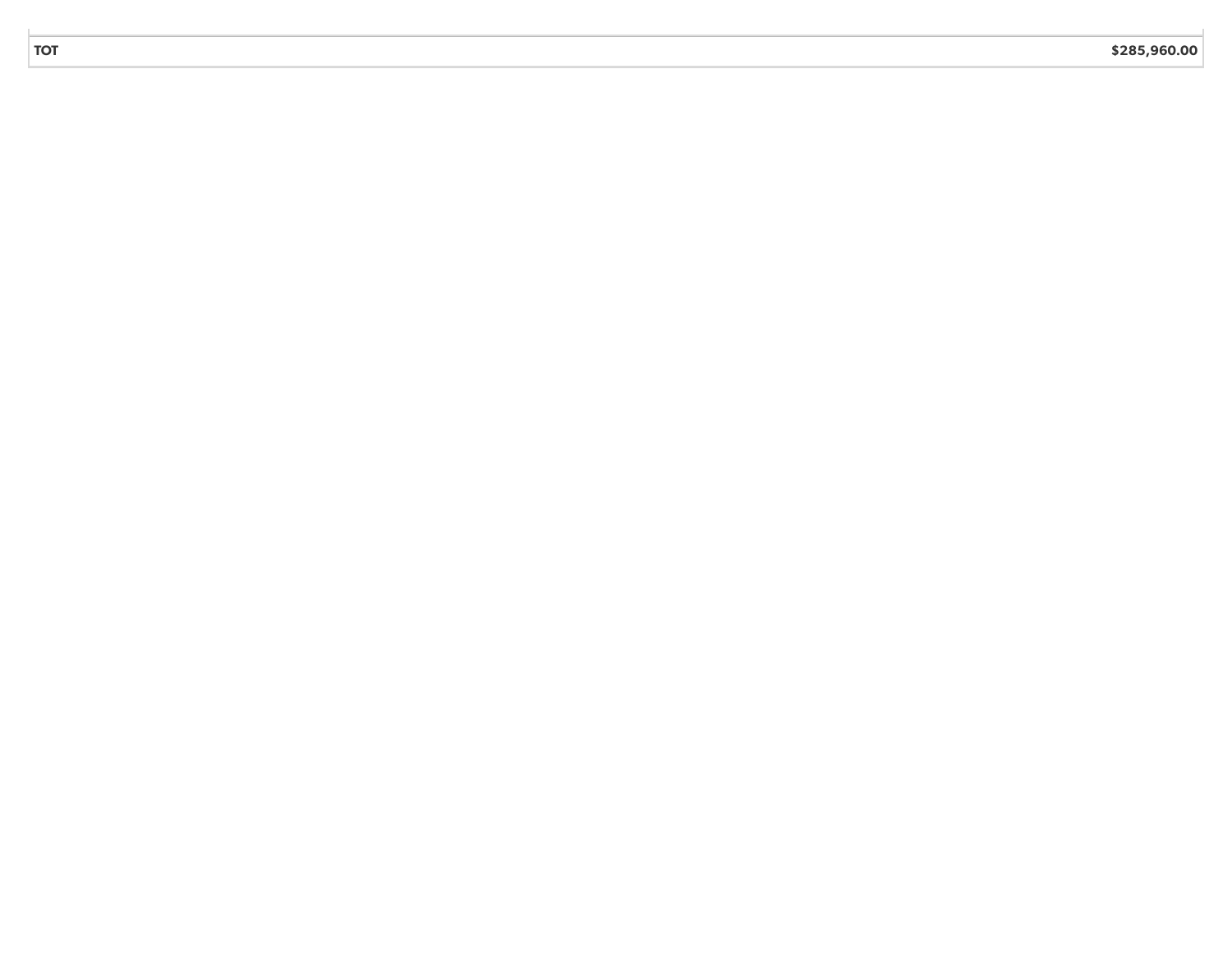| | |
|---|---|
| **TOT** | **$285,960.00** |